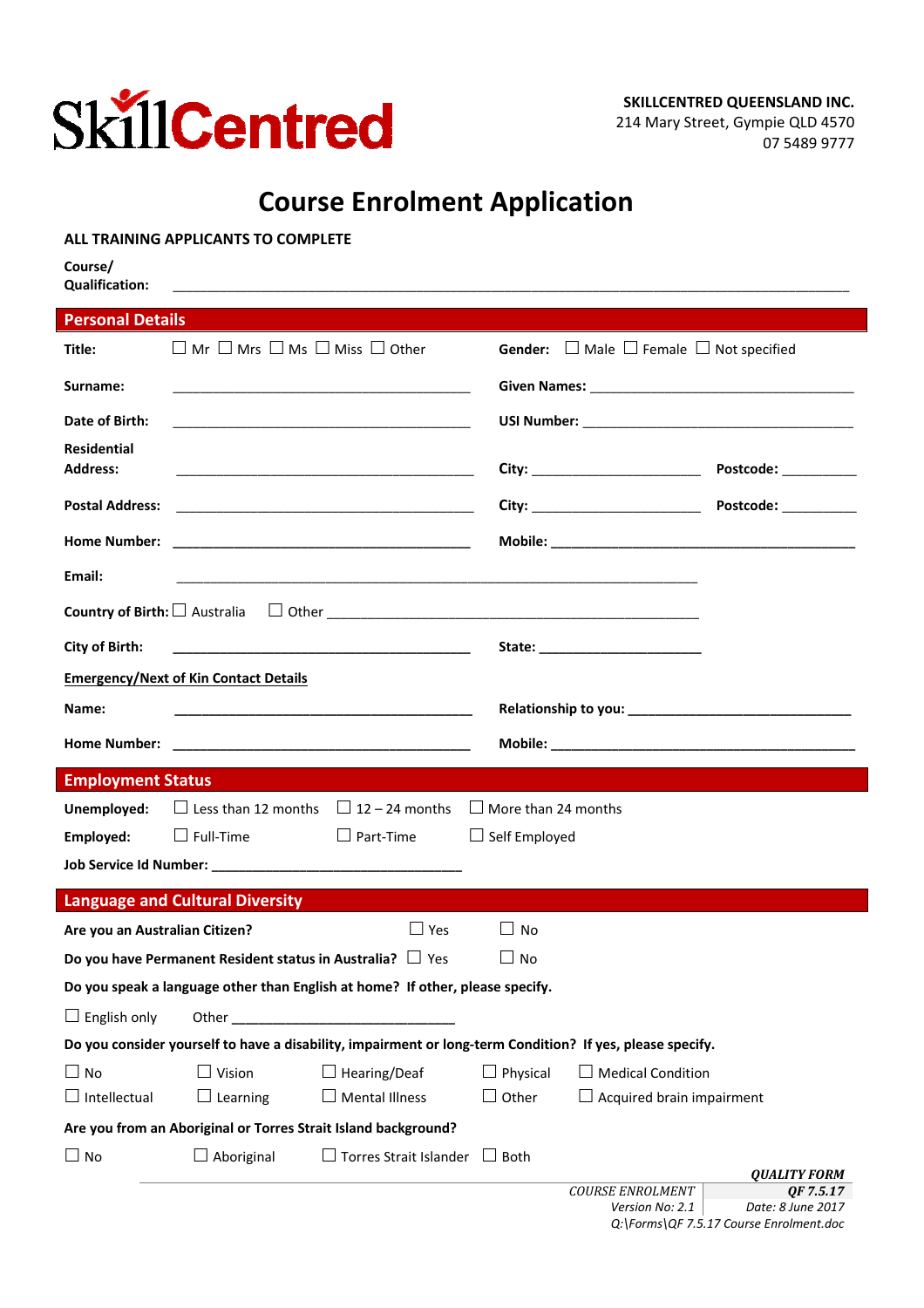**SkillCentred**

**SKILLCENTRED QUEENSLAND INC.**
214 Mary Street, Gympie QLD 4570
07 5489 9777

# Course Enrolment Application

**ALL TRAINING APPLICANTS TO COMPLETE**

**Course/ Qualification:** ______________________________________________________________________

## Personal Details

**Title:** ☐ Mr ☐ Mrs ☐ Ms ☐ Miss ☐ Other **Gender:** ☐ Male ☐ Female ☐ Not specified

**Surname:** ______________________________ **Given Names:** ______________________________

**Date of Birth:** ______________________________ **USI Number:** ______________________________

**Residential Address:** ______________________________ **City:** ____________________ **Postcode:** __________

**Postal Address:** ______________________________ **City:** ____________________ **Postcode:** __________

**Home Number:** ______________________________ **Mobile:** ______________________________

**Email:** ____________________________________________________________

**Country of Birth:** ☐ Australia ☐ Other ________________________________________

**City of Birth:** ______________________________ **State:** ____________________

**Emergency/Next of Kin Contact Details**

**Name:** ______________________________ **Relationship to you:** ______________________________

**Home Number:** ______________________________ **Mobile:** ______________________________

## Employment Status

**Unemployed:** ☐ Less than 12 months ☐ 12 – 24 months ☐ More than 24 months

**Employed:** ☐ Full-Time ☐ Part-Time ☐ Self Employed

**Job Service Id Number:** ______________________________

## Language and Cultural Diversity

**Are you an Australian Citizen?** ☐ Yes ☐ No

**Do you have Permanent Resident status in Australia?** ☐ Yes ☐ No

**Do you speak a language other than English at home? If other, please specify.**

☐ English only Other ______________________________

**Do you consider yourself to have a disability, impairment or long-term Condition? If yes, please specify.**

☐ No ☐ Vision ☐ Hearing/Deaf ☐ Physical ☐ Medical Condition

☐ Intellectual ☐ Learning ☐ Mental Illness ☐ Other ☐ Acquired brain impairment

**Are you from an Aboriginal or Torres Strait Island background?**

☐ No ☐ Aboriginal ☐ Torres Strait Islander ☐ Both

*QUALITY FORM*
*COURSE ENROLMENT* — *QF 7.5.17*
*Version No: 2.1* — *Date: 8 June 2017*
*Q:\Forms\QF 7.5.17 Course Enrolment.doc*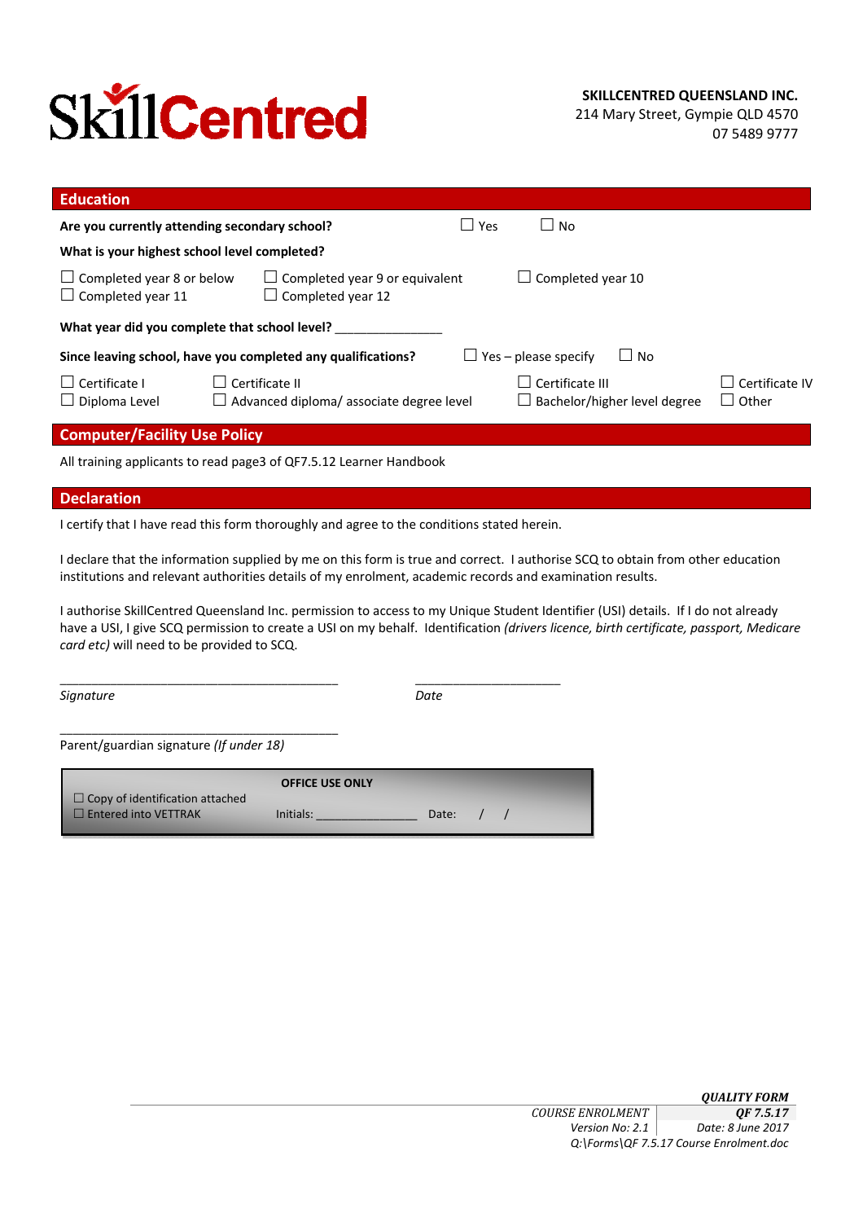SkillCentred

**SKILLCENTRED QUEENSLAND INC.**
214 Mary Street, Gympie QLD 4570
07 5489 9777

## Education

**Are you currently attending secondary school?** ☐ Yes ☐ No

**What is your highest school level completed?**

☐ Completed year 8 or below ☐ Completed year 9 or equivalent ☐ Completed year 10
☐ Completed year 11 ☐ Completed year 12

**What year did you complete that school level?** _______________

**Since leaving school, have you completed any qualifications?** ☐ Yes – please specify ☐ No

☐ Certificate I ☐ Certificate II ☐ Certificate III ☐ Certificate IV
☐ Diploma Level ☐ Advanced diploma/ associate degree level ☐ Bachelor/higher level degree ☐ Other

## Computer/Facility Use Policy

All training applicants to read page3 of QF7.5.12 Learner Handbook

## Declaration

I certify that I have read this form thoroughly and agree to the conditions stated herein.

I declare that the information supplied by me on this form is true and correct. I authorise SCQ to obtain from other education institutions and relevant authorities details of my enrolment, academic records and examination results.

I authorise SkillCentred Queensland Inc. permission to access to my Unique Student Identifier (USI) details. If I do not already have a USI, I give SCQ permission to create a USI on my behalf. Identification *(drivers licence, birth certificate, passport, Medicare card etc)* will need to be provided to SCQ.

_________________________________________ ______________________

*Signature* *Date*

_________________________________________

Parent/guardian signature *(If under 18)*

**OFFICE USE ONLY**

☐ Copy of identification attached
☐ Entered into VETTRAK Initials: _______________ Date: / /

*QUALITY FORM*
*COURSE ENROLMENT* ***QF 7.5.17***
*Version No: 2.1* *Date: 8 June 2017*
*Q:\Forms\QF 7.5.17 Course Enrolment.doc*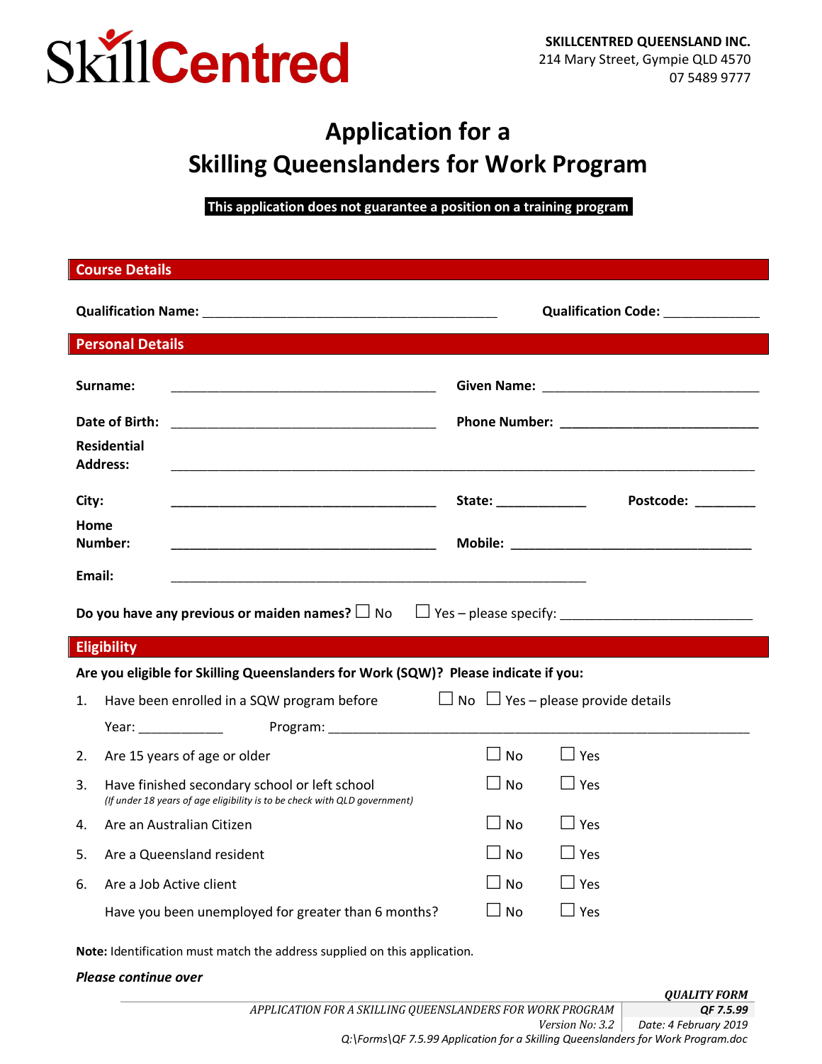SkillCentred

**SKILLCENTRED QUEENSLAND INC.**
214 Mary Street, Gympie QLD 4570
07 5489 9777

# Application for a Skilling Queenslanders for Work Program

**This application does not guarantee a position on a training program**

## Course Details

**Qualification Name:** ________________________________________ **Qualification Code:** _____________

## Personal Details

**Surname:** ____________________________________ **Given Name:** ______________________________

**Date of Birth:** ____________________________________ **Phone Number:** ___________________________

**Residential Address:** _____________________________________________________________________________

**City:** ____________________________________ **State:** ____________ **Postcode:** ________

**Home Number:** ____________________________________ **Mobile:** _________________________________

**Email:** ________________________________________________________

**Do you have any previous or maiden names?** ☐ No ☐ Yes – please specify: __________________________

## Eligibility

**Are you eligible for Skilling Queenslanders for Work (SQW)? Please indicate if you:**

1. Have been enrolled in a SQW program before ☐ No ☐ Yes – please provide details

   Year: ___________ Program: ____________________________________________________________

2. Are 15 years of age or older ☐ No ☐ Yes
3. Have finished secondary school or left school ☐ No ☐ Yes
   *(If under 18 years of age eligibility is to be check with QLD government)*
4. Are an Australian Citizen ☐ No ☐ Yes
5. Are a Queensland resident ☐ No ☐ Yes
6. Are a Job Active client ☐ No ☐ Yes

   Have you been unemployed for greater than 6 months? ☐ No ☐ Yes

**Note:** Identification must match the address supplied on this application.

***Please continue over***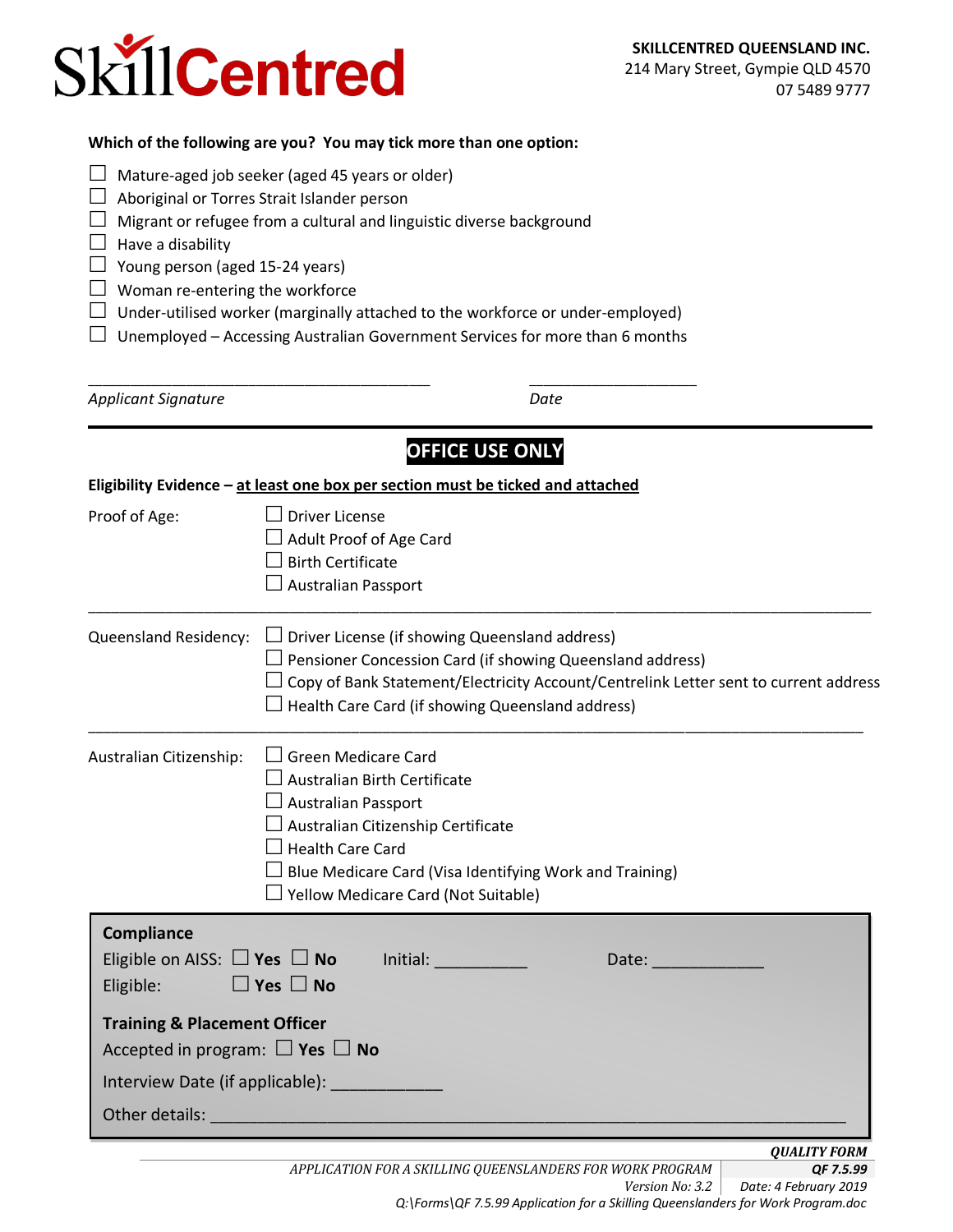**SKILLCENTRED QUEENSLAND INC.**
214 Mary Street, Gympie QLD 4570
07 5489 9777

**Which of the following are you? You may tick more than one option:**

- ☐ Mature-aged job seeker (aged 45 years or older)
- ☐ Aboriginal or Torres Strait Islander person
- ☐ Migrant or refugee from a cultural and linguistic diverse background
- ☐ Have a disability
- ☐ Young person (aged 15-24 years)
- ☐ Woman re-entering the workforce
- ☐ Under-utilised worker (marginally attached to the workforce or under-employed)
- ☐ Unemployed – Accessing Australian Government Services for more than 6 months

_______________________________________ ___________________

*Applicant Signature* *Date*

---

## OFFICE USE ONLY

**Eligibility Evidence – at least one box per section must be ticked and attached**

Proof of Age:
- ☐ Driver License
- ☐ Adult Proof of Age Card
- ☐ Birth Certificate
- ☐ Australian Passport

---

Queensland Residency:
- ☐ Driver License (if showing Queensland address)
- ☐ Pensioner Concession Card (if showing Queensland address)
- ☐ Copy of Bank Statement/Electricity Account/Centrelink Letter sent to current address
- ☐ Health Care Card (if showing Queensland address)

---

Australian Citizenship:
- ☐ Green Medicare Card
- ☐ Australian Birth Certificate
- ☐ Australian Passport
- ☐ Australian Citizenship Certificate
- ☐ Health Care Card
- ☐ Blue Medicare Card (Visa Identifying Work and Training)
- ☐ Yellow Medicare Card (Not Suitable)

**Compliance**

Eligible on AISS: ☐ **Yes** ☐ **No** Initial: __________ Date: ____________

Eligible: ☐ **Yes** ☐ **No**

**Training & Placement Officer**

Accepted in program: ☐ **Yes** ☐ **No**

Interview Date (if applicable): ____________

Other details: ______________________________________________________________

*QUALITY FORM*

*APPLICATION FOR A SKILLING QUEENSLANDERS FOR WORK PROGRAM* | ***QF 7.5.99***

*Version No: 3.2* | *Date: 4 February 2019*

*Q:\Forms\QF 7.5.99 Application for a Skilling Queenslanders for Work Program.doc*